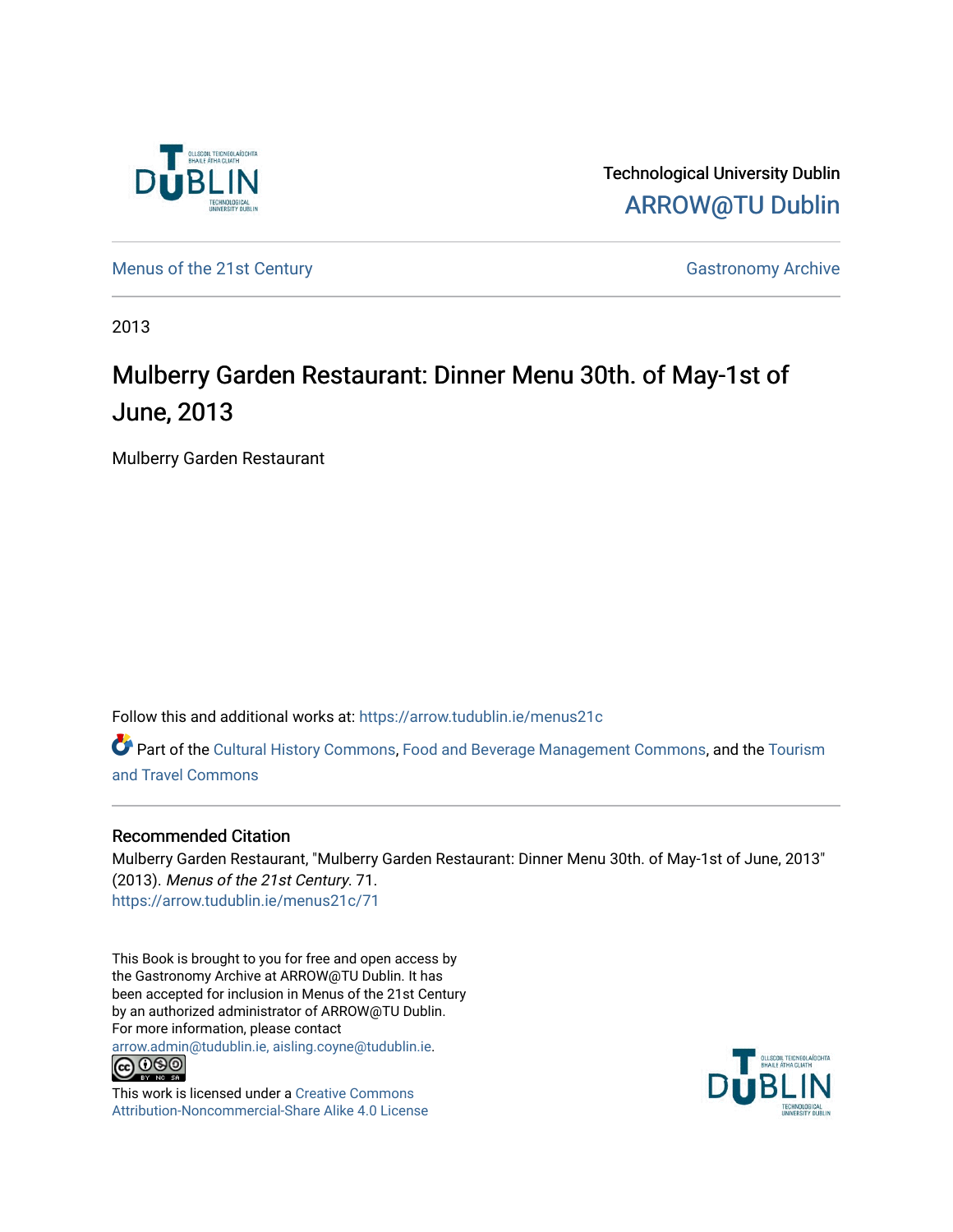Technological University Dublin

ARROW@TU Dublin

Menus of the 21st Century

Gastronomy Archive

2013

# Mulberry Garden Restaurant: Dinner Menu 30th. of May-1st of June, 2013

Mulberry Garden Restaurant

Follow this and additional works at: https://arrow.tudublin.ie/menus21c

Part of the Cultural History Commons, Food and Beverage Management Commons, and the Tourism and Travel Commons

## Recommended Citation

Mulberry Garden Restaurant, "Mulberry Garden Restaurant: Dinner Menu 30th. of May-1st of June, 2013" (2013). *Menus of the 21st Century*. 71.
https://arrow.tudublin.ie/menus21c/71

This Book is brought to you for free and open access by the Gastronomy Archive at ARROW@TU Dublin. It has been accepted for inclusion in Menus of the 21st Century by an authorized administrator of ARROW@TU Dublin. For more information, please contact arrow.admin@tudublin.ie, aisling.coyne@tudublin.ie.

This work is licensed under a Creative Commons Attribution-Noncommercial-Share Alike 4.0 License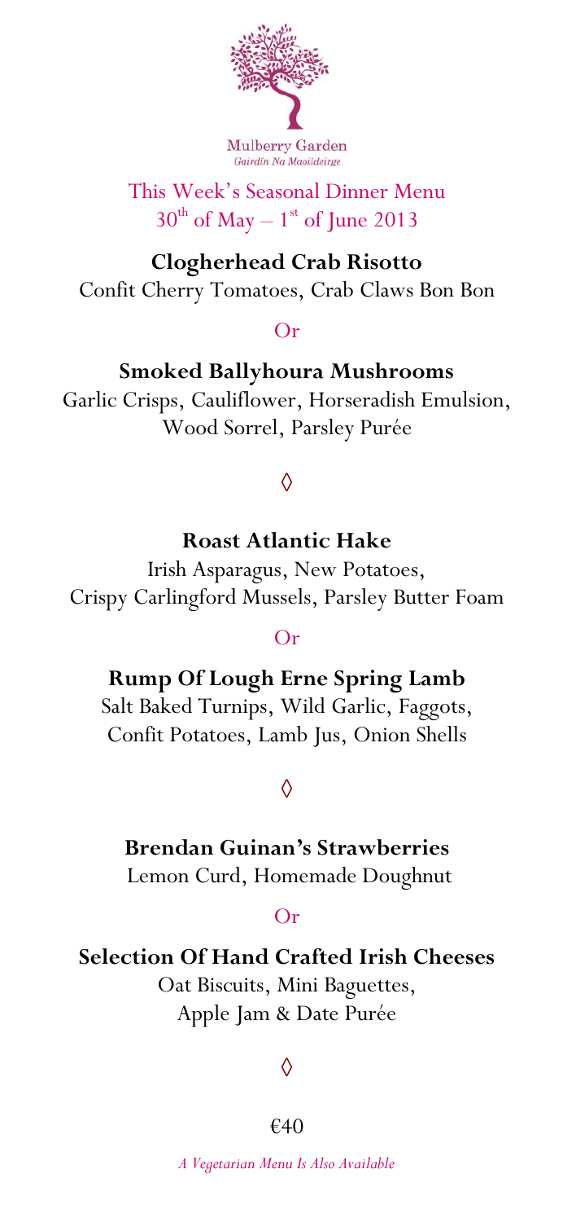Mulberry Garden

*Gairdín Na Maoildeirge*

This Week's Seasonal Dinner Menu

30th of May – 1st of June 2013

**Clogherhead Crab Risotto**

Confit Cherry Tomatoes, Crab Claws Bon Bon

Or

**Smoked Ballyhoura Mushrooms**

Garlic Crisps, Cauliflower, Horseradish Emulsion, Wood Sorrel, Parsley Purée

◊

**Roast Atlantic Hake**

Irish Asparagus, New Potatoes, Crispy Carlingford Mussels, Parsley Butter Foam

Or

**Rump Of Lough Erne Spring Lamb**

Salt Baked Turnips, Wild Garlic, Faggots, Confit Potatoes, Lamb Jus, Onion Shells

◊

**Brendan Guinan's Strawberries**

Lemon Curd, Homemade Doughnut

Or

**Selection Of Hand Crafted Irish Cheeses**

Oat Biscuits, Mini Baguettes, Apple Jam & Date Purée

◊

€40

*A Vegetarian Menu Is Also Available*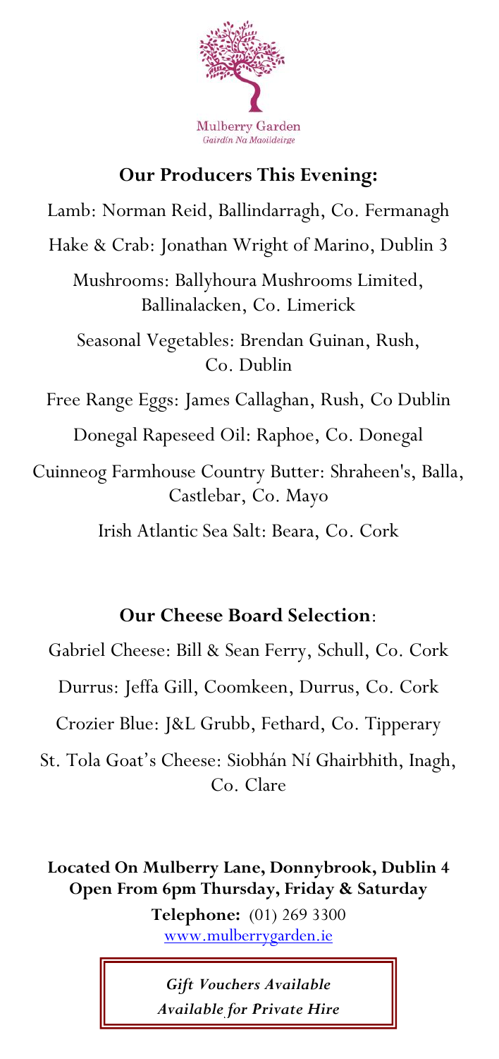Mulberry Garden
*Gairdín Na Maoildeirge*

## Our Producers This Evening:

Lamb: Norman Reid, Ballindarragh, Co. Fermanagh

Hake & Crab: Jonathan Wright of Marino, Dublin 3

Mushrooms: Ballyhoura Mushrooms Limited, Ballinalacken, Co. Limerick

Seasonal Vegetables: Brendan Guinan, Rush, Co. Dublin

Free Range Eggs: James Callaghan, Rush, Co Dublin

Donegal Rapeseed Oil: Raphoe, Co. Donegal

Cuinneog Farmhouse Country Butter: Shraheen's, Balla, Castlebar, Co. Mayo

Irish Atlantic Sea Salt: Beara, Co. Cork

## Our Cheese Board Selection:

Gabriel Cheese: Bill & Sean Ferry, Schull, Co. Cork

Durrus: Jeffa Gill, Coomkeen, Durrus, Co. Cork

Crozier Blue: J&L Grubb, Fethard, Co. Tipperary

St. Tola Goat's Cheese: Siobhán Ní Ghairbhith, Inagh, Co. Clare

**Located On Mulberry Lane, Donnybrook, Dublin 4**
**Open From 6pm Thursday, Friday & Saturday**

**Telephone:** (01) 269 3300
[www.mulberrygarden.ie](http://www.mulberrygarden.ie)

***Gift Vouchers Available***
***Available for Private Hire***